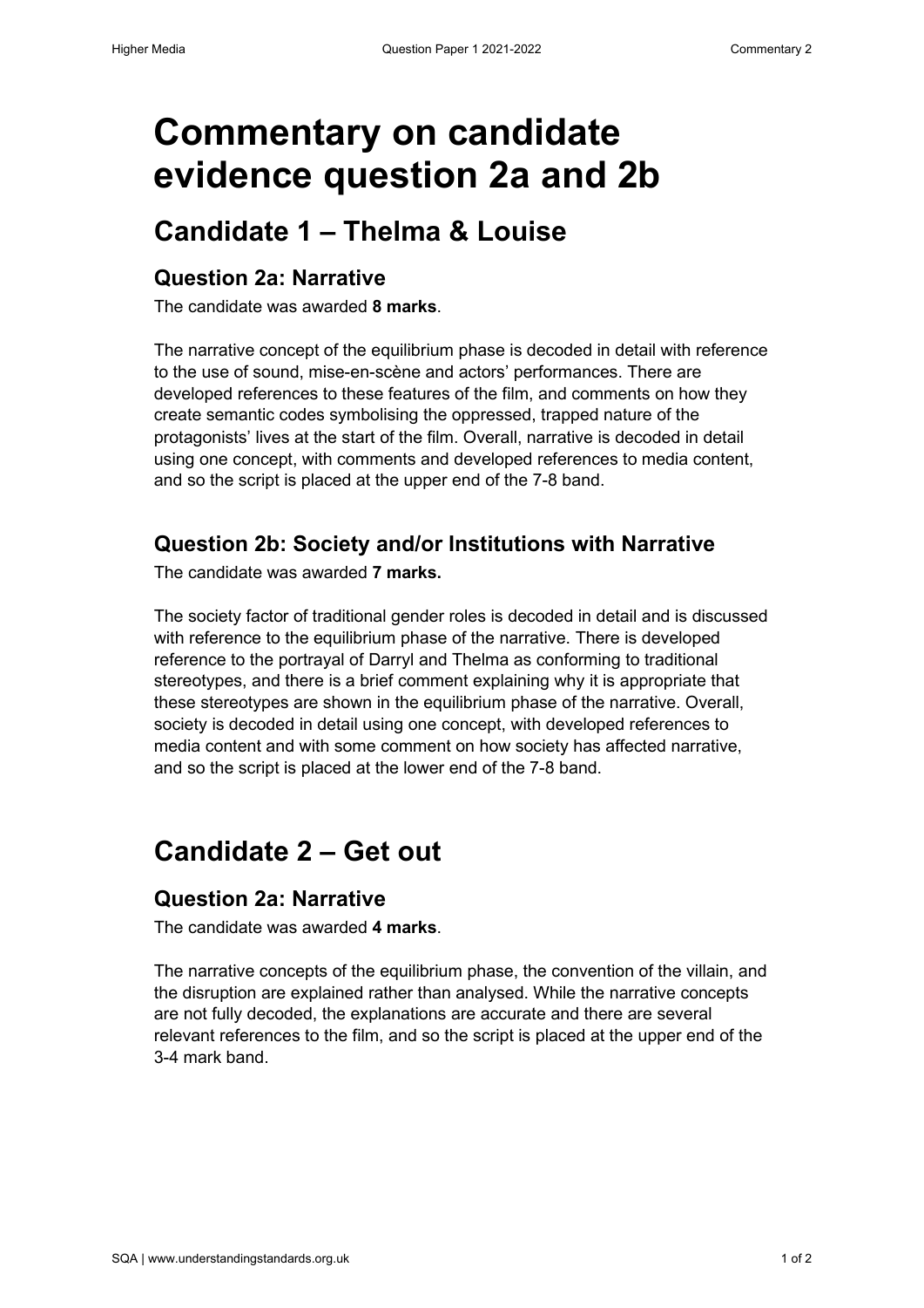# Commentary on candidate evidence question 2a and 2b

## Candidate 1 – Thelma & Louise

### Question 2a: Narrative

The candidate was awarded **8 marks**.

The narrative concept of the equilibrium phase is decoded in detail with reference to the use of sound, mise-en-scène and actors' performances. There are developed references to these features of the film, and comments on how they create semantic codes symbolising the oppressed, trapped nature of the protagonists' lives at the start of the film. Overall, narrative is decoded in detail using one concept, with comments and developed references to media content, and so the script is placed at the upper end of the 7-8 band.

### Question 2b: Society and/or Institutions with Narrative

The candidate was awarded **7 marks.**

The society factor of traditional gender roles is decoded in detail and is discussed with reference to the equilibrium phase of the narrative. There is developed reference to the portrayal of Darryl and Thelma as conforming to traditional stereotypes, and there is a brief comment explaining why it is appropriate that these stereotypes are shown in the equilibrium phase of the narrative. Overall, society is decoded in detail using one concept, with developed references to media content and with some comment on how society has affected narrative, and so the script is placed at the lower end of the 7-8 band.

## Candidate 2 – Get out

### Question 2a: Narrative

The candidate was awarded **4 marks**.

The narrative concepts of the equilibrium phase, the convention of the villain, and the disruption are explained rather than analysed. While the narrative concepts are not fully decoded, the explanations are accurate and there are several relevant references to the film, and so the script is placed at the upper end of the 3-4 mark band.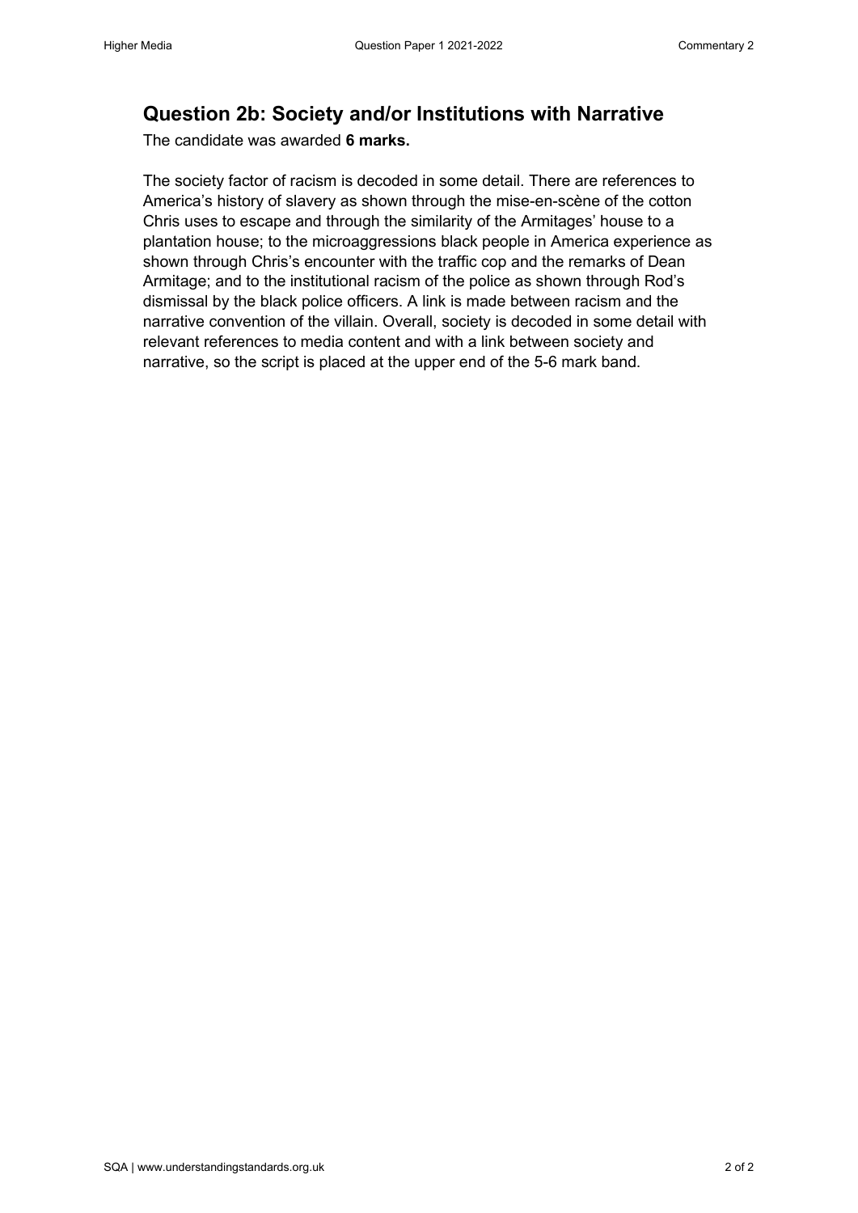## Question 2b: Society and/or Institutions with Narrative

The candidate was awarded **6 marks.**

The society factor of racism is decoded in some detail. There are references to America's history of slavery as shown through the mise-en-scène of the cotton Chris uses to escape and through the similarity of the Armitages' house to a plantation house; to the microaggressions black people in America experience as shown through Chris's encounter with the traffic cop and the remarks of Dean Armitage; and to the institutional racism of the police as shown through Rod's dismissal by the black police officers. A link is made between racism and the narrative convention of the villain. Overall, society is decoded in some detail with relevant references to media content and with a link between society and narrative, so the script is placed at the upper end of the 5-6 mark band.